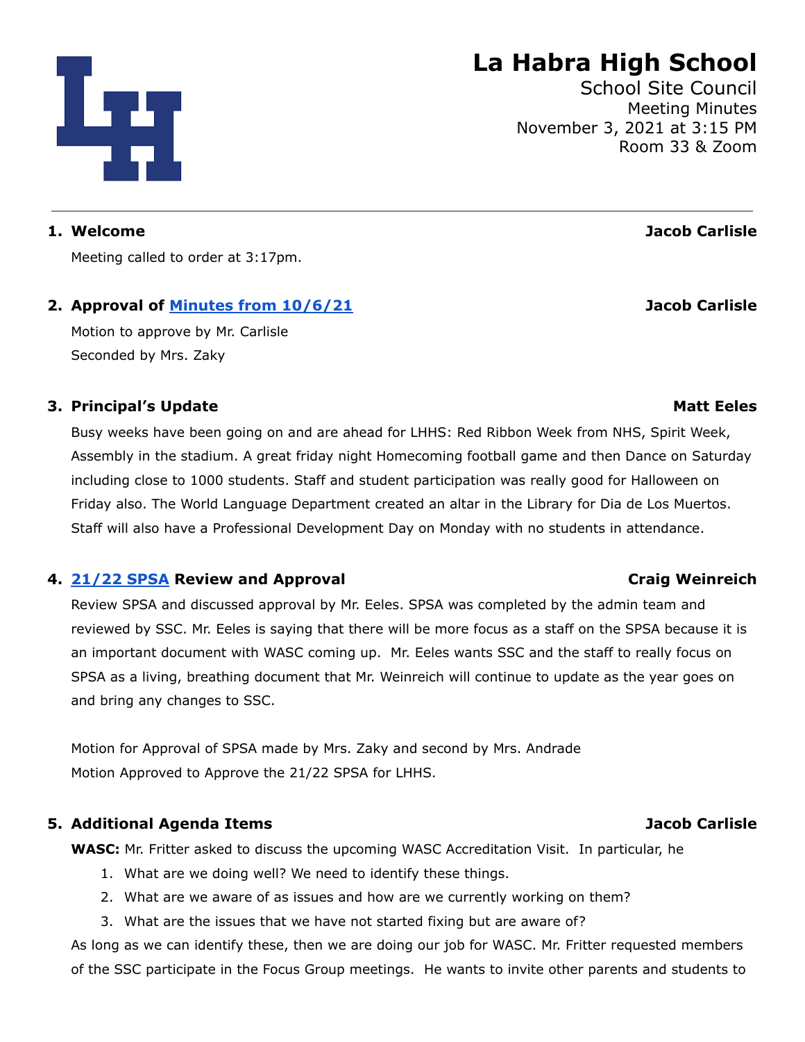# La Habra High School

School Site Council
Meeting Minutes
November 3, 2021 at 3:15 PM
Room 33 & Zoom

---

1. **Welcome** — **Jacob Carlisle**

   Meeting called to order at 3:17pm.

2. **Approval of Minutes from 10/6/21** — **Jacob Carlisle**

   Motion to approve by Mr. Carlisle
   Seconded by Mrs. Zaky

3. **Principal's Update** — **Matt Eeles**

   Busy weeks have been going on and are ahead for LHHS: Red Ribbon Week from NHS, Spirit Week, Assembly in the stadium. A great friday night Homecoming football game and then Dance on Saturday including close to 1000 students. Staff and student participation was really good for Halloween on Friday also. The World Language Department created an altar in the Library for Dia de Los Muertos. Staff will also have a Professional Development Day on Monday with no students in attendance.

4. **21/22 SPSA Review and Approval** — **Craig Weinreich**

   Review SPSA and discussed approval by Mr. Eeles. SPSA was completed by the admin team and reviewed by SSC. Mr. Eeles is saying that there will be more focus as a staff on the SPSA because it is an important document with WASC coming up. Mr. Eeles wants SSC and the staff to really focus on SPSA as a living, breathing document that Mr. Weinreich will continue to update as the year goes on and bring any changes to SSC.

   Motion for Approval of SPSA made by Mrs. Zaky and second by Mrs. Andrade
   Motion Approved to Approve the 21/22 SPSA for LHHS.

5. **Additional Agenda Items** — **Jacob Carlisle**

   **WASC:** Mr. Fritter asked to discuss the upcoming WASC Accreditation Visit. In particular, he

   1. What are we doing well? We need to identify these things.
   2. What are we aware of as issues and how are we currently working on them?
   3. What are the issues that we have not started fixing but are aware of?

   As long as we can identify these, then we are doing our job for WASC. Mr. Fritter requested members of the SSC participate in the Focus Group meetings. He wants to invite other parents and students to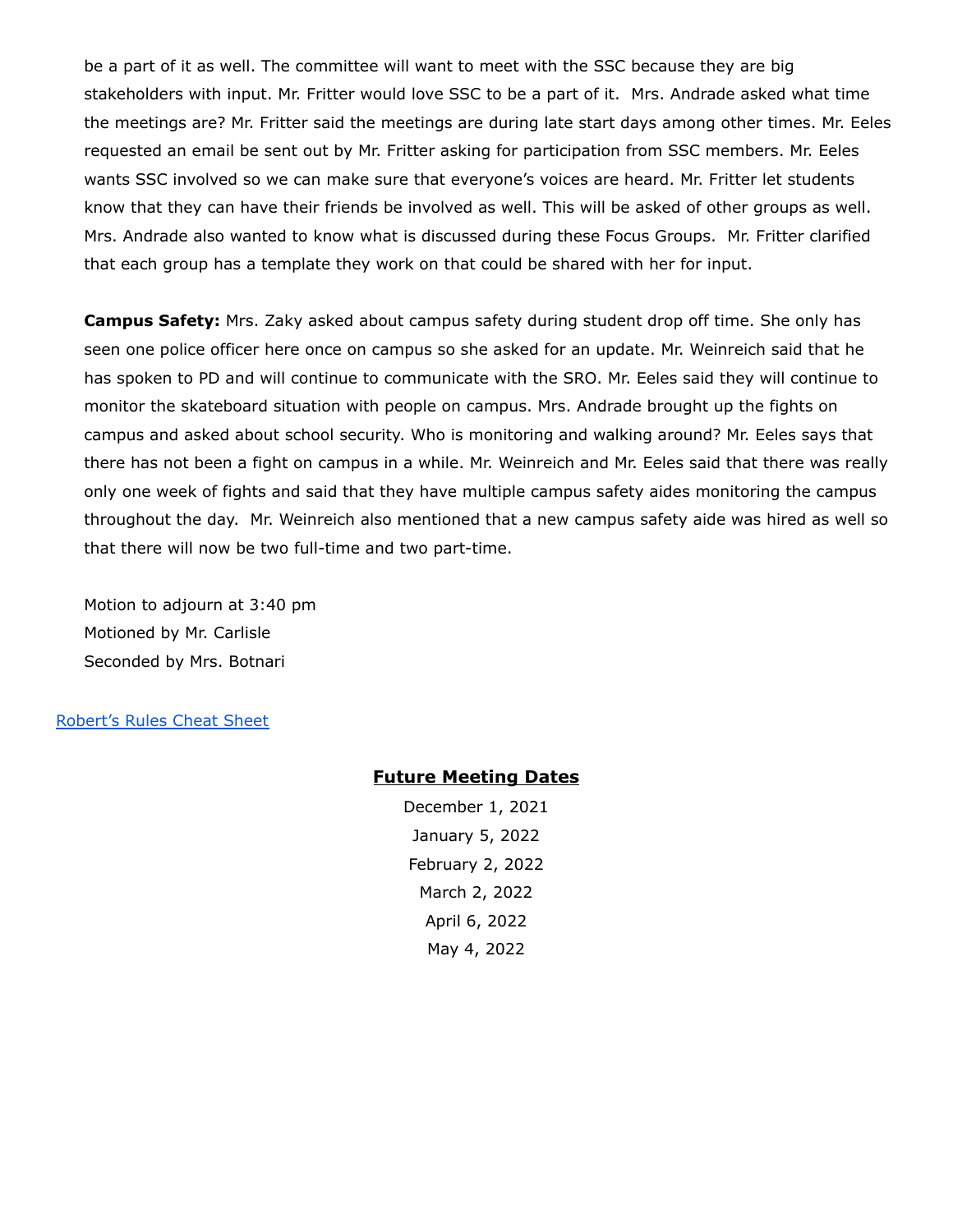be a part of it as well. The committee will want to meet with the SSC because they are big stakeholders with input. Mr. Fritter would love SSC to be a part of it. Mrs. Andrade asked what time the meetings are? Mr. Fritter said the meetings are during late start days among other times. Mr. Eeles requested an email be sent out by Mr. Fritter asking for participation from SSC members. Mr. Eeles wants SSC involved so we can make sure that everyone's voices are heard. Mr. Fritter let students know that they can have their friends be involved as well. This will be asked of other groups as well. Mrs. Andrade also wanted to know what is discussed during these Focus Groups. Mr. Fritter clarified that each group has a template they work on that could be shared with her for input.

**Campus Safety:** Mrs. Zaky asked about campus safety during student drop off time. She only has seen one police officer here once on campus so she asked for an update. Mr. Weinreich said that he has spoken to PD and will continue to communicate with the SRO. Mr. Eeles said they will continue to monitor the skateboard situation with people on campus. Mrs. Andrade brought up the fights on campus and asked about school security. Who is monitoring and walking around? Mr. Eeles says that there has not been a fight on campus in a while. Mr. Weinreich and Mr. Eeles said that there was really only one week of fights and said that they have multiple campus safety aides monitoring the campus throughout the day. Mr. Weinreich also mentioned that a new campus safety aide was hired as well so that there will now be two full-time and two part-time.

Motion to adjourn at 3:40 pm
Motioned by Mr. Carlisle
Seconded by Mrs. Botnari

[Robert's Rules Cheat Sheet]

## Future Meeting Dates

December 1, 2021
January 5, 2022
February 2, 2022
March 2, 2022
April 6, 2022
May 4, 2022